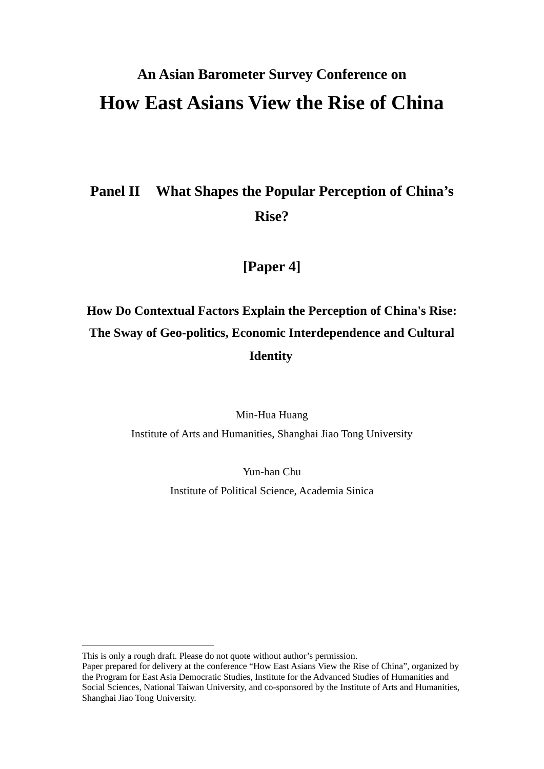**An Asian Barometer Survey Conference on**

# How East Asians View the Rise of China

## Panel II What Shapes the Popular Perception of China's Rise?

## [Paper 4]

## How Do Contextual Factors Explain the Perception of China's Rise: The Sway of Geo-politics, Economic Interdependence and Cultural Identity

Min-Hua Huang

Institute of Arts and Humanities, Shanghai Jiao Tong University

Yun-han Chu

Institute of Political Science, Academia Sinica

---

This is only a rough draft. Please do not quote without author's permission.

Paper prepared for delivery at the conference "How East Asians View the Rise of China", organized by the Program for East Asia Democratic Studies, Institute for the Advanced Studies of Humanities and Social Sciences, National Taiwan University, and co-sponsored by the Institute of Arts and Humanities, Shanghai Jiao Tong University.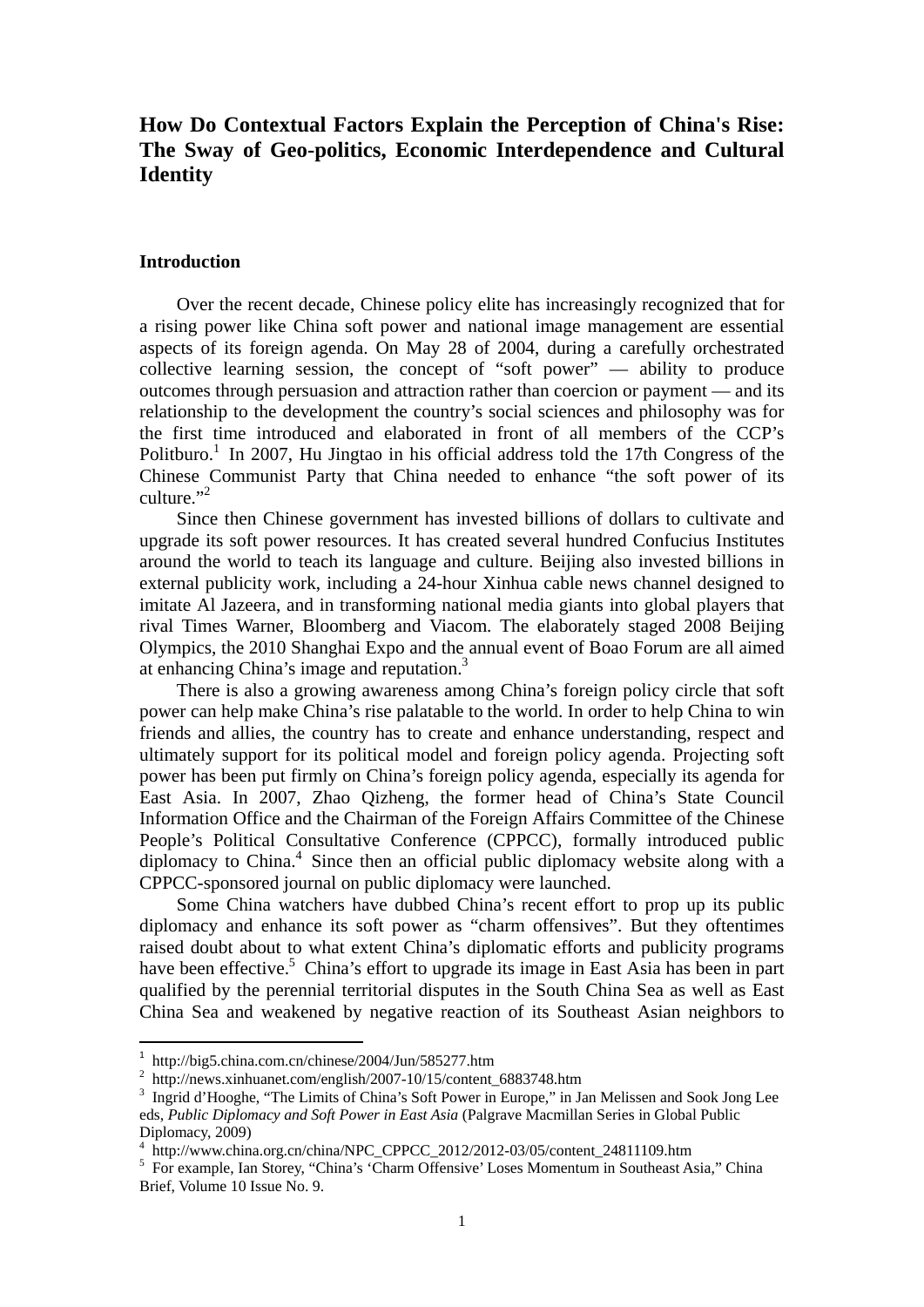# How Do Contextual Factors Explain the Perception of China's Rise: The Sway of Geo-politics, Economic Interdependence and Cultural Identity

## Introduction

Over the recent decade, Chinese policy elite has increasingly recognized that for a rising power like China soft power and national image management are essential aspects of its foreign agenda. On May 28 of 2004, during a carefully orchestrated collective learning session, the concept of "soft power" — ability to produce outcomes through persuasion and attraction rather than coercion or payment — and its relationship to the development the country's social sciences and philosophy was for the first time introduced and elaborated in front of all members of the CCP's Politburo.[1] In 2007, Hu Jingtao in his official address told the 17th Congress of the Chinese Communist Party that China needed to enhance "the soft power of its culture."[2]

Since then Chinese government has invested billions of dollars to cultivate and upgrade its soft power resources. It has created several hundred Confucius Institutes around the world to teach its language and culture. Beijing also invested billions in external publicity work, including a 24-hour Xinhua cable news channel designed to imitate Al Jazeera, and in transforming national media giants into global players that rival Times Warner, Bloomberg and Viacom. The elaborately staged 2008 Beijing Olympics, the 2010 Shanghai Expo and the annual event of Boao Forum are all aimed at enhancing China's image and reputation.[3]

There is also a growing awareness among China's foreign policy circle that soft power can help make China's rise palatable to the world. In order to help China to win friends and allies, the country has to create and enhance understanding, respect and ultimately support for its political model and foreign policy agenda. Projecting soft power has been put firmly on China's foreign policy agenda, especially its agenda for East Asia. In 2007, Zhao Qizheng, the former head of China's State Council Information Office and the Chairman of the Foreign Affairs Committee of the Chinese People's Political Consultative Conference (CPPCC), formally introduced public diplomacy to China.[4] Since then an official public diplomacy website along with a CPPCC-sponsored journal on public diplomacy were launched.

Some China watchers have dubbed China's recent effort to prop up its public diplomacy and enhance its soft power as "charm offensives". But they oftentimes raised doubt about to what extent China's diplomatic efforts and publicity programs have been effective.[5] China's effort to upgrade its image in East Asia has been in part qualified by the perennial territorial disputes in the South China Sea as well as East China Sea and weakened by negative reaction of its Southeast Asian neighbors to

---

[1] http://big5.china.com.cn/chinese/2004/Jun/585277.htm

[2] http://news.xinhuanet.com/english/2007-10/15/content_6883748.htm

[3] Ingrid d'Hooghe, "The Limits of China's Soft Power in Europe," in Jan Melissen and Sook Jong Lee eds, *Public Diplomacy and Soft Power in East Asia* (Palgrave Macmillan Series in Global Public Diplomacy, 2009)

[4] http://www.china.org.cn/china/NPC_CPPCC_2012/2012-03/05/content_24811109.htm

[5] For example, Ian Storey, "China's 'Charm Offensive' Loses Momentum in Southeast Asia," China Brief, Volume 10 Issue No. 9.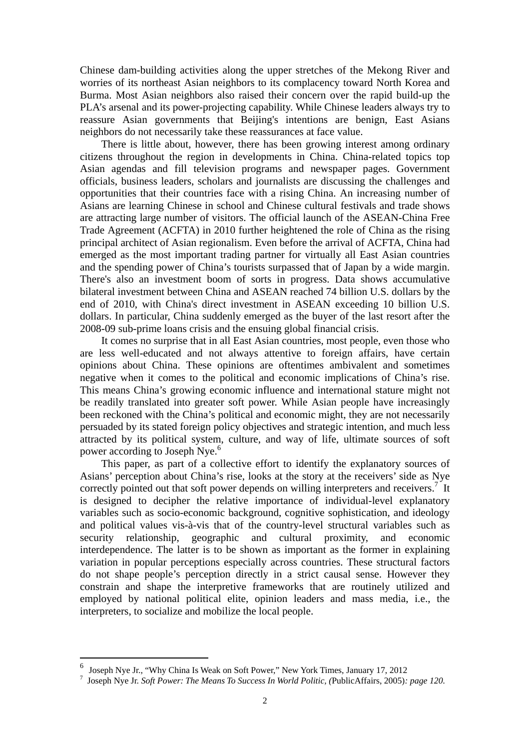Chinese dam-building activities along the upper stretches of the Mekong River and worries of its northeast Asian neighbors to its complacency toward North Korea and Burma. Most Asian neighbors also raised their concern over the rapid build-up the PLA's arsenal and its power-projecting capability. While Chinese leaders always try to reassure Asian governments that Beijing's intentions are benign, East Asians neighbors do not necessarily take these reassurances at face value.

There is little about, however, there has been growing interest among ordinary citizens throughout the region in developments in China. China-related topics top Asian agendas and fill television programs and newspaper pages. Government officials, business leaders, scholars and journalists are discussing the challenges and opportunities that their countries face with a rising China. An increasing number of Asians are learning Chinese in school and Chinese cultural festivals and trade shows are attracting large number of visitors. The official launch of the ASEAN-China Free Trade Agreement (ACFTA) in 2010 further heightened the role of China as the rising principal architect of Asian regionalism. Even before the arrival of ACFTA, China had emerged as the most important trading partner for virtually all East Asian countries and the spending power of China's tourists surpassed that of Japan by a wide margin. There's also an investment boom of sorts in progress. Data shows accumulative bilateral investment between China and ASEAN reached 74 billion U.S. dollars by the end of 2010, with China's direct investment in ASEAN exceeding 10 billion U.S. dollars. In particular, China suddenly emerged as the buyer of the last resort after the 2008-09 sub-prime loans crisis and the ensuing global financial crisis.

It comes no surprise that in all East Asian countries, most people, even those who are less well-educated and not always attentive to foreign affairs, have certain opinions about China. These opinions are oftentimes ambivalent and sometimes negative when it comes to the political and economic implications of China's rise. This means China's growing economic influence and international stature might not be readily translated into greater soft power. While Asian people have increasingly been reckoned with the China's political and economic might, they are not necessarily persuaded by its stated foreign policy objectives and strategic intention, and much less attracted by its political system, culture, and way of life, ultimate sources of soft power according to Joseph Nye.[6]

This paper, as part of a collective effort to identify the explanatory sources of Asians' perception about China's rise, looks at the story at the receivers' side as Nye correctly pointed out that soft power depends on willing interpreters and receivers.[7] It is designed to decipher the relative importance of individual-level explanatory variables such as socio-economic background, cognitive sophistication, and ideology and political values vis-à-vis that of the country-level structural variables such as security relationship, geographic and cultural proximity, and economic interdependence. The latter is to be shown as important as the former in explaining variation in popular perceptions especially across countries. These structural factors do not shape people's perception directly in a strict causal sense. However they constrain and shape the interpretive frameworks that are routinely utilized and employed by national political elite, opinion leaders and mass media, i.e., the interpreters, to socialize and mobilize the local people.

---

[6] Joseph Nye Jr., "Why China Is Weak on Soft Power," New York Times, January 17, 2012

[7] Joseph Nye Jr. *Soft Power: The Means To Success In World Politic, (*PublicAffairs, 2005)*: page 120.*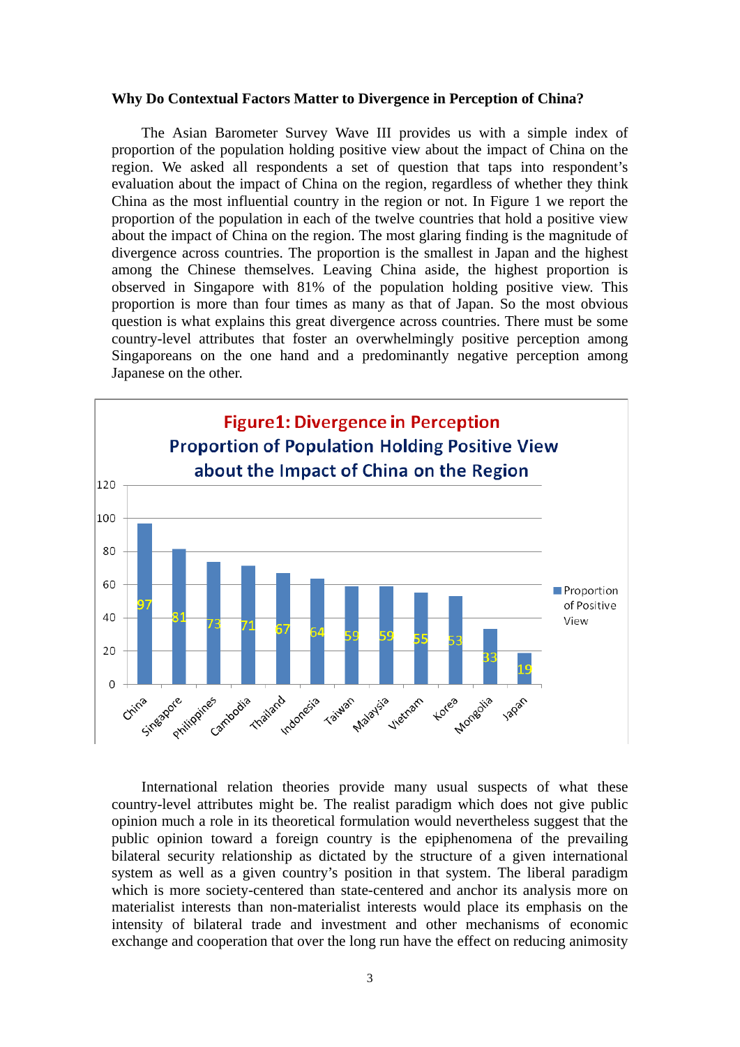**Why Do Contextual Factors Matter to Divergence in Perception of China?**

The Asian Barometer Survey Wave III provides us with a simple index of proportion of the population holding positive view about the impact of China on the region. We asked all respondents a set of question that taps into respondent's evaluation about the impact of China on the region, regardless of whether they think China as the most influential country in the region or not. In Figure 1 we report the proportion of the population in each of the twelve countries that hold a positive view about the impact of China on the region. The most glaring finding is the magnitude of divergence across countries. The proportion is the smallest in Japan and the highest among the Chinese themselves. Leaving China aside, the highest proportion is observed in Singapore with 81% of the population holding positive view. This proportion is more than four times as many as that of Japan. So the most obvious question is what explains this great divergence across countries. There must be some country-level attributes that foster an overwhelmingly positive perception among Singaporeans on the one hand and a predominantly negative perception among Japanese on the other.

**Figure1: Divergence in Perception**
**Proportion of Population Holding Positive View about the Impact of China on the Region**

| Country | Proportion of Positive View |
|---|---|
| China | 97 |
| Singapore | 81 |
| Philippines | 73 |
| Cambodia | 71 |
| Thailand | 67 |
| Indonesia | 64 |
| Taiwan | 59 |
| Malaysia | 59 |
| Vietnam | 55 |
| Korea | 53 |
| Mongolia | 33 |
| Japan | 19 |

International relation theories provide many usual suspects of what these country-level attributes might be. The realist paradigm which does not give public opinion much a role in its theoretical formulation would nevertheless suggest that the public opinion toward a foreign country is the epiphenomena of the prevailing bilateral security relationship as dictated by the structure of a given international system as well as a given country's position in that system. The liberal paradigm which is more society-centered than state-centered and anchor its analysis more on materialist interests than non-materialist interests would place its emphasis on the intensity of bilateral trade and investment and other mechanisms of economic exchange and cooperation that over the long run have the effect on reducing animosity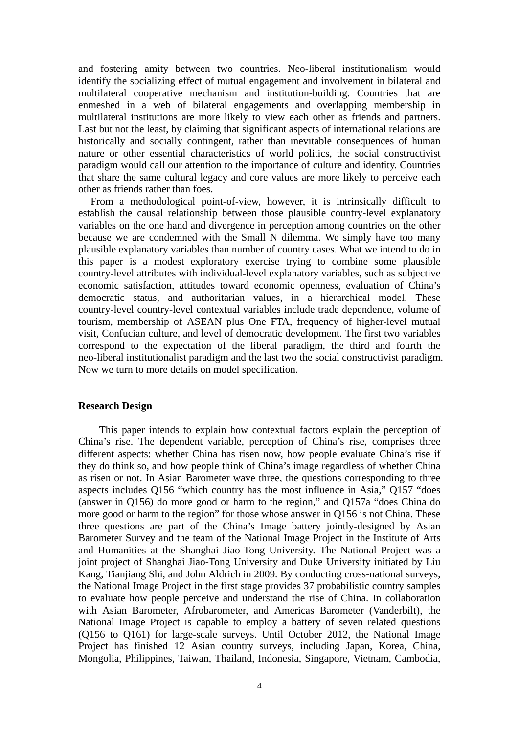and fostering amity between two countries. Neo-liberal institutionalism would identify the socializing effect of mutual engagement and involvement in bilateral and multilateral cooperative mechanism and institution-building. Countries that are enmeshed in a web of bilateral engagements and overlapping membership in multilateral institutions are more likely to view each other as friends and partners. Last but not the least, by claiming that significant aspects of international relations are historically and socially contingent, rather than inevitable consequences of human nature or other essential characteristics of world politics, the social constructivist paradigm would call our attention to the importance of culture and identity. Countries that share the same cultural legacy and core values are more likely to perceive each other as friends rather than foes.

From a methodological point-of-view, however, it is intrinsically difficult to establish the causal relationship between those plausible country-level explanatory variables on the one hand and divergence in perception among countries on the other because we are condemned with the Small N dilemma. We simply have too many plausible explanatory variables than number of country cases. What we intend to do in this paper is a modest exploratory exercise trying to combine some plausible country-level attributes with individual-level explanatory variables, such as subjective economic satisfaction, attitudes toward economic openness, evaluation of China's democratic status, and authoritarian values, in a hierarchical model. These country-level country-level contextual variables include trade dependence, volume of tourism, membership of ASEAN plus One FTA, frequency of higher-level mutual visit, Confucian culture, and level of democratic development. The first two variables correspond to the expectation of the liberal paradigm, the third and fourth the neo-liberal institutionalist paradigm and the last two the social constructivist paradigm. Now we turn to more details on model specification.

## Research Design

This paper intends to explain how contextual factors explain the perception of China's rise. The dependent variable, perception of China's rise, comprises three different aspects: whether China has risen now, how people evaluate China's rise if they do think so, and how people think of China's image regardless of whether China as risen or not. In Asian Barometer wave three, the questions corresponding to three aspects includes Q156 "which country has the most influence in Asia," Q157 "does (answer in Q156) do more good or harm to the region," and Q157a "does China do more good or harm to the region" for those whose answer in Q156 is not China. These three questions are part of the China's Image battery jointly-designed by Asian Barometer Survey and the team of the National Image Project in the Institute of Arts and Humanities at the Shanghai Jiao-Tong University. The National Project was a joint project of Shanghai Jiao-Tong University and Duke University initiated by Liu Kang, Tianjiang Shi, and John Aldrich in 2009. By conducting cross-national surveys, the National Image Project in the first stage provides 37 probabilistic country samples to evaluate how people perceive and understand the rise of China. In collaboration with Asian Barometer, Afrobarometer, and Americas Barometer (Vanderbilt), the National Image Project is capable to employ a battery of seven related questions (Q156 to Q161) for large-scale surveys. Until October 2012, the National Image Project has finished 12 Asian country surveys, including Japan, Korea, China, Mongolia, Philippines, Taiwan, Thailand, Indonesia, Singapore, Vietnam, Cambodia,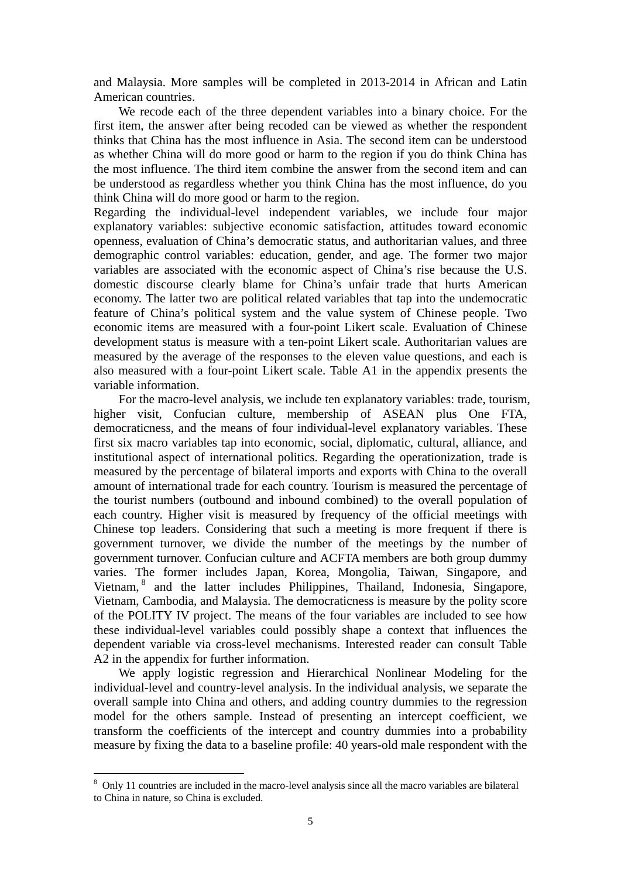and Malaysia. More samples will be completed in 2013-2014 in African and Latin American countries.

We recode each of the three dependent variables into a binary choice. For the first item, the answer after being recoded can be viewed as whether the respondent thinks that China has the most influence in Asia. The second item can be understood as whether China will do more good or harm to the region if you do think China has the most influence. The third item combine the answer from the second item and can be understood as regardless whether you think China has the most influence, do you think China will do more good or harm to the region.

Regarding the individual-level independent variables, we include four major explanatory variables: subjective economic satisfaction, attitudes toward economic openness, evaluation of China's democratic status, and authoritarian values, and three demographic control variables: education, gender, and age. The former two major variables are associated with the economic aspect of China's rise because the U.S. domestic discourse clearly blame for China's unfair trade that hurts American economy. The latter two are political related variables that tap into the undemocratic feature of China's political system and the value system of Chinese people. Two economic items are measured with a four-point Likert scale. Evaluation of Chinese development status is measure with a ten-point Likert scale. Authoritarian values are measured by the average of the responses to the eleven value questions, and each is also measured with a four-point Likert scale. Table A1 in the appendix presents the variable information.

For the macro-level analysis, we include ten explanatory variables: trade, tourism, higher visit, Confucian culture, membership of ASEAN plus One FTA, democraticness, and the means of four individual-level explanatory variables. These first six macro variables tap into economic, social, diplomatic, cultural, alliance, and institutional aspect of international politics. Regarding the operationization, trade is measured by the percentage of bilateral imports and exports with China to the overall amount of international trade for each country. Tourism is measured the percentage of the tourist numbers (outbound and inbound combined) to the overall population of each country. Higher visit is measured by frequency of the official meetings with Chinese top leaders. Considering that such a meeting is more frequent if there is government turnover, we divide the number of the meetings by the number of government turnover. Confucian culture and ACFTA members are both group dummy varies. The former includes Japan, Korea, Mongolia, Taiwan, Singapore, and Vietnam,[8] and the latter includes Philippines, Thailand, Indonesia, Singapore, Vietnam, Cambodia, and Malaysia. The democraticness is measure by the polity score of the POLITY IV project. The means of the four variables are included to see how these individual-level variables could possibly shape a context that influences the dependent variable via cross-level mechanisms. Interested reader can consult Table A2 in the appendix for further information.

We apply logistic regression and Hierarchical Nonlinear Modeling for the individual-level and country-level analysis. In the individual analysis, we separate the overall sample into China and others, and adding country dummies to the regression model for the others sample. Instead of presenting an intercept coefficient, we transform the coefficients of the intercept and country dummies into a probability measure by fixing the data to a baseline profile: 40 years-old male respondent with the

[8] Only 11 countries are included in the macro-level analysis since all the macro variables are bilateral to China in nature, so China is excluded.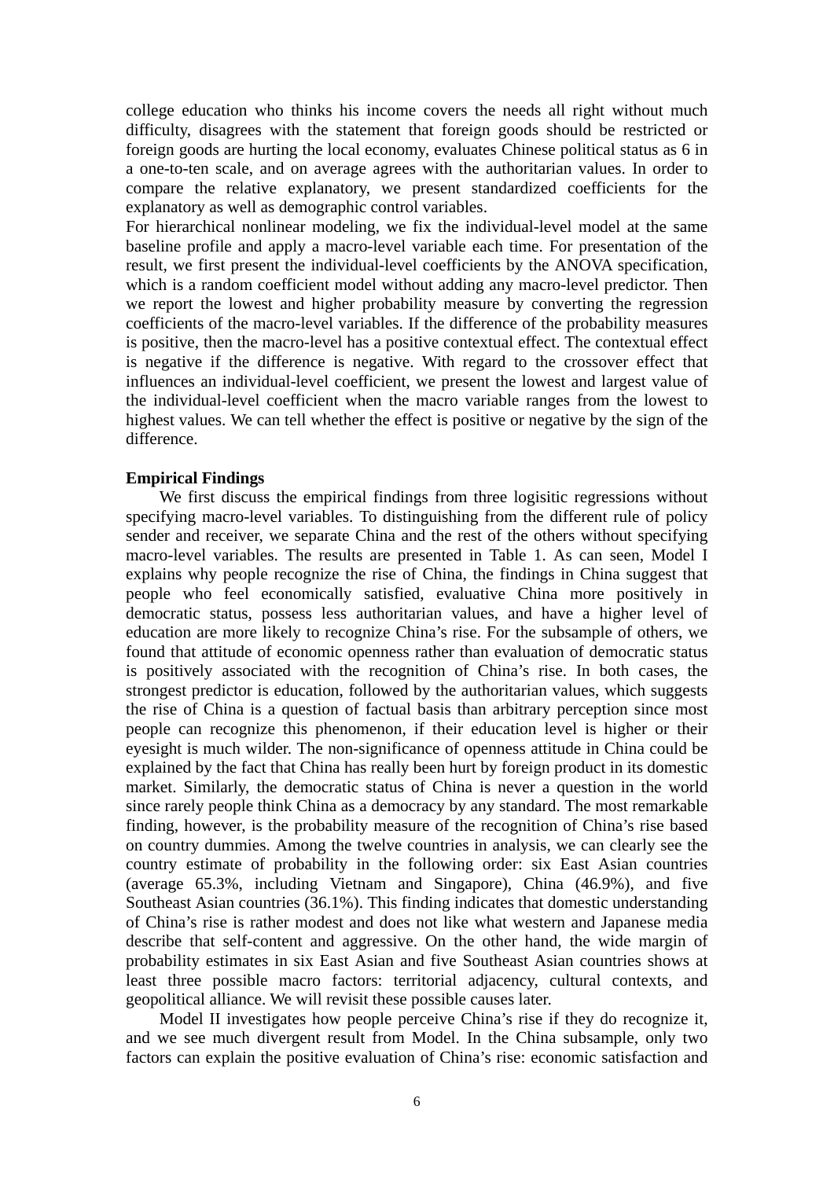college education who thinks his income covers the needs all right without much difficulty, disagrees with the statement that foreign goods should be restricted or foreign goods are hurting the local economy, evaluates Chinese political status as 6 in a one-to-ten scale, and on average agrees with the authoritarian values. In order to compare the relative explanatory, we present standardized coefficients for the explanatory as well as demographic control variables.

For hierarchical nonlinear modeling, we fix the individual-level model at the same baseline profile and apply a macro-level variable each time. For presentation of the result, we first present the individual-level coefficients by the ANOVA specification, which is a random coefficient model without adding any macro-level predictor. Then we report the lowest and higher probability measure by converting the regression coefficients of the macro-level variables. If the difference of the probability measures is positive, then the macro-level has a positive contextual effect. The contextual effect is negative if the difference is negative. With regard to the crossover effect that influences an individual-level coefficient, we present the lowest and largest value of the individual-level coefficient when the macro variable ranges from the lowest to highest values. We can tell whether the effect is positive or negative by the sign of the difference.

**Empirical Findings**

We first discuss the empirical findings from three logisitic regressions without specifying macro-level variables. To distinguishing from the different rule of policy sender and receiver, we separate China and the rest of the others without specifying macro-level variables. The results are presented in Table 1. As can seen, Model I explains why people recognize the rise of China, the findings in China suggest that people who feel economically satisfied, evaluative China more positively in democratic status, possess less authoritarian values, and have a higher level of education are more likely to recognize China's rise. For the subsample of others, we found that attitude of economic openness rather than evaluation of democratic status is positively associated with the recognition of China's rise. In both cases, the strongest predictor is education, followed by the authoritarian values, which suggests the rise of China is a question of factual basis than arbitrary perception since most people can recognize this phenomenon, if their education level is higher or their eyesight is much wilder. The non-significance of openness attitude in China could be explained by the fact that China has really been hurt by foreign product in its domestic market. Similarly, the democratic status of China is never a question in the world since rarely people think China as a democracy by any standard. The most remarkable finding, however, is the probability measure of the recognition of China's rise based on country dummies. Among the twelve countries in analysis, we can clearly see the country estimate of probability in the following order: six East Asian countries (average 65.3%, including Vietnam and Singapore), China (46.9%), and five Southeast Asian countries (36.1%). This finding indicates that domestic understanding of China's rise is rather modest and does not like what western and Japanese media describe that self-content and aggressive. On the other hand, the wide margin of probability estimates in six East Asian and five Southeast Asian countries shows at least three possible macro factors: territorial adjacency, cultural contexts, and geopolitical alliance. We will revisit these possible causes later.

Model II investigates how people perceive China's rise if they do recognize it, and we see much divergent result from Model. In the China subsample, only two factors can explain the positive evaluation of China's rise: economic satisfaction and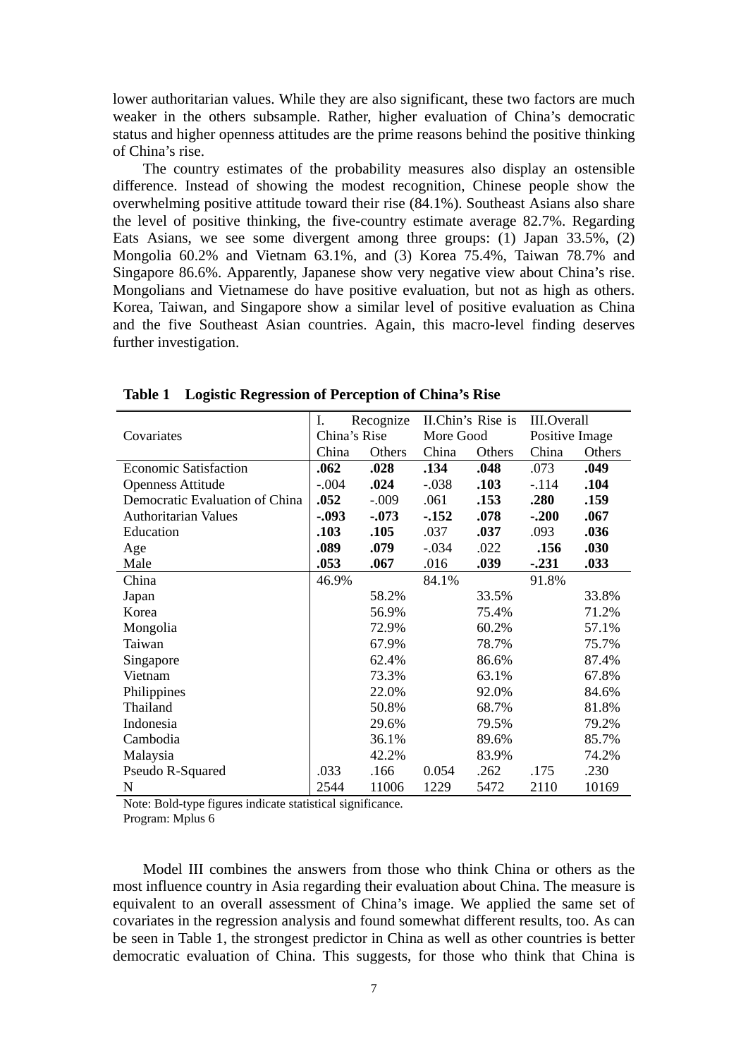lower authoritarian values. While they are also significant, these two factors are much weaker in the others subsample. Rather, higher evaluation of China's democratic status and higher openness attitudes are the prime reasons behind the positive thinking of China's rise.

The country estimates of the probability measures also display an ostensible difference. Instead of showing the modest recognition, Chinese people show the overwhelming positive attitude toward their rise (84.1%). Southeast Asians also share the level of positive thinking, the five-country estimate average 82.7%. Regarding Eats Asians, we see some divergent among three groups: (1) Japan 33.5%, (2) Mongolia 60.2% and Vietnam 63.1%, and (3) Korea 75.4%, Taiwan 78.7% and Singapore 86.6%. Apparently, Japanese show very negative view about China's rise. Mongolians and Vietnamese do have positive evaluation, but not as high as others. Korea, Taiwan, and Singapore show a similar level of positive evaluation as China and the five Southeast Asian countries. Again, this macro-level finding deserves further investigation.

**Table 1 Logistic Regression of Perception of China's Rise**

| Covariates | I. Recognize China's Rise | | II.Chin's Rise is More Good | | III.Overall Positive Image | |
|---|---|---|---|---|---|---|
| | China | Others | China | Others | China | Others |
| Economic Satisfaction | **.062** | **.028** | **.134** | **.048** | .073 | **.049** |
| Openness Attitude | -.004 | **.024** | -.038 | **.103** | -.114 | **.104** |
| Democratic Evaluation of China | **.052** | -.009 | .061 | **.153** | **.280** | **.159** |
| Authoritarian Values | **-.093** | **-.073** | **-.152** | **.078** | **-.200** | **.067** |
| Education | **.103** | **.105** | .037 | **.037** | .093 | **.036** |
| Age | **.089** | **.079** | -.034 | .022 | **.156** | **.030** |
| Male | **.053** | **.067** | .016 | **.039** | **-.231** | **.033** |
| China | 46.9% | | 84.1% | | 91.8% | |
| Japan | | 58.2% | | 33.5% | | 33.8% |
| Korea | | 56.9% | | 75.4% | | 71.2% |
| Mongolia | | 72.9% | | 60.2% | | 57.1% |
| Taiwan | | 67.9% | | 78.7% | | 75.7% |
| Singapore | | 62.4% | | 86.6% | | 87.4% |
| Vietnam | | 73.3% | | 63.1% | | 67.8% |
| Philippines | | 22.0% | | 92.0% | | 84.6% |
| Thailand | | 50.8% | | 68.7% | | 81.8% |
| Indonesia | | 29.6% | | 79.5% | | 79.2% |
| Cambodia | | 36.1% | | 89.6% | | 85.7% |
| Malaysia | | 42.2% | | 83.9% | | 74.2% |
| Pseudo R-Squared | .033 | .166 | 0.054 | .262 | .175 | .230 |
| N | 2544 | 11006 | 1229 | 5472 | 2110 | 10169 |

Note: Bold-type figures indicate statistical significance.
Program: Mplus 6

Model III combines the answers from those who think China or others as the most influence country in Asia regarding their evaluation about China. The measure is equivalent to an overall assessment of China's image. We applied the same set of covariates in the regression analysis and found somewhat different results, too. As can be seen in Table 1, the strongest predictor in China as well as other countries is better democratic evaluation of China. This suggests, for those who think that China is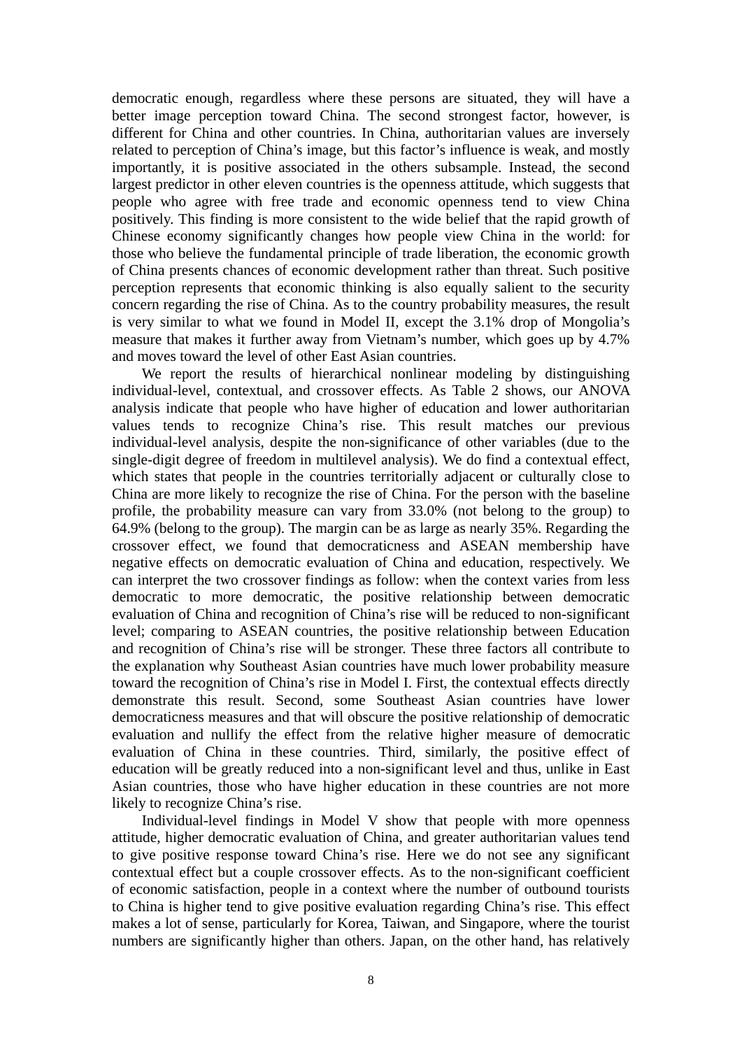democratic enough, regardless where these persons are situated, they will have a better image perception toward China. The second strongest factor, however, is different for China and other countries. In China, authoritarian values are inversely related to perception of China's image, but this factor's influence is weak, and mostly importantly, it is positive associated in the others subsample. Instead, the second largest predictor in other eleven countries is the openness attitude, which suggests that people who agree with free trade and economic openness tend to view China positively. This finding is more consistent to the wide belief that the rapid growth of Chinese economy significantly changes how people view China in the world: for those who believe the fundamental principle of trade liberation, the economic growth of China presents chances of economic development rather than threat. Such positive perception represents that economic thinking is also equally salient to the security concern regarding the rise of China. As to the country probability measures, the result is very similar to what we found in Model II, except the 3.1% drop of Mongolia's measure that makes it further away from Vietnam's number, which goes up by 4.7% and moves toward the level of other East Asian countries.

We report the results of hierarchical nonlinear modeling by distinguishing individual-level, contextual, and crossover effects. As Table 2 shows, our ANOVA analysis indicate that people who have higher of education and lower authoritarian values tends to recognize China's rise. This result matches our previous individual-level analysis, despite the non-significance of other variables (due to the single-digit degree of freedom in multilevel analysis). We do find a contextual effect, which states that people in the countries territorially adjacent or culturally close to China are more likely to recognize the rise of China. For the person with the baseline profile, the probability measure can vary from 33.0% (not belong to the group) to 64.9% (belong to the group). The margin can be as large as nearly 35%. Regarding the crossover effect, we found that democraticness and ASEAN membership have negative effects on democratic evaluation of China and education, respectively. We can interpret the two crossover findings as follow: when the context varies from less democratic to more democratic, the positive relationship between democratic evaluation of China and recognition of China's rise will be reduced to non-significant level; comparing to ASEAN countries, the positive relationship between Education and recognition of China's rise will be stronger. These three factors all contribute to the explanation why Southeast Asian countries have much lower probability measure toward the recognition of China's rise in Model I. First, the contextual effects directly demonstrate this result. Second, some Southeast Asian countries have lower democraticness measures and that will obscure the positive relationship of democratic evaluation and nullify the effect from the relative higher measure of democratic evaluation of China in these countries. Third, similarly, the positive effect of education will be greatly reduced into a non-significant level and thus, unlike in East Asian countries, those who have higher education in these countries are not more likely to recognize China's rise.

Individual-level findings in Model V show that people with more openness attitude, higher democratic evaluation of China, and greater authoritarian values tend to give positive response toward China's rise. Here we do not see any significant contextual effect but a couple crossover effects. As to the non-significant coefficient of economic satisfaction, people in a context where the number of outbound tourists to China is higher tend to give positive evaluation regarding China's rise. This effect makes a lot of sense, particularly for Korea, Taiwan, and Singapore, where the tourist numbers are significantly higher than others. Japan, on the other hand, has relatively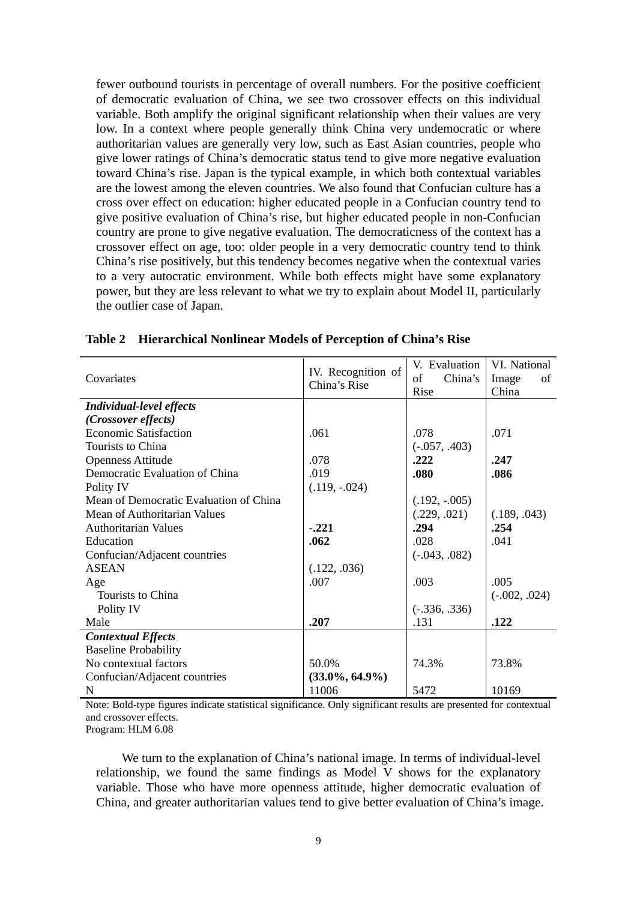fewer outbound tourists in percentage of overall numbers. For the positive coefficient of democratic evaluation of China, we see two crossover effects on this individual variable. Both amplify the original significant relationship when their values are very low. In a context where people generally think China very undemocratic or where authoritarian values are generally very low, such as East Asian countries, people who give lower ratings of China's democratic status tend to give more negative evaluation toward China's rise. Japan is the typical example, in which both contextual variables are the lowest among the eleven countries. We also found that Confucian culture has a cross over effect on education: higher educated people in a Confucian country tend to give positive evaluation of China's rise, but higher educated people in non-Confucian country are prone to give negative evaluation. The democraticness of the context has a crossover effect on age, too: older people in a very democratic country tend to think China's rise positively, but this tendency becomes negative when the contextual varies to a very autocratic environment. While both effects might have some explanatory power, but they are less relevant to what we try to explain about Model II, particularly the outlier case of Japan.

**Table 2 Hierarchical Nonlinear Models of Perception of China's Rise**

| Covariates | IV. Recognition of China's Rise | V. Evaluation of China's Rise | VI. National Image of China |
|---|---|---|---|
| ***Individual-level effects*** | | | |
| ***(Crossover effects)*** | | | |
| Economic Satisfaction | .061 | .078 | .071 |
| Tourists to China | | (-.057, .403) | |
| Openness Attitude | .078 | **.222** | **.247** |
| Democratic Evaluation of China | .019 | **.080** | **.086** |
| Polity IV | (.119, -.024) | | |
| Mean of Democratic Evaluation of China | | (.192, -.005) | |
| Mean of Authoritarian Values | | (.229, .021) | (.189, .043) |
| Authoritarian Values | **-.221** | **.294** | **.254** |
| Education | **.062** | .028 | .041 |
| Confucian/Adjacent countries | | (-.043, .082) | |
| ASEAN | (.122, .036) | | |
| Age | .007 | .003 | .005 |
| Tourists to China | | | (-.002, .024) |
| Polity IV | | (-.336, .336) | |
| Male | **.207** | .131 | **.122** |
| ***Contextual Effects*** | | | |
| Baseline Probability | | | |
| No contextual factors | 50.0% | 74.3% | 73.8% |
| Confucian/Adjacent countries | **(33.0%, 64.9%)** | | |
| N | 11006 | 5472 | 10169 |

Note: Bold-type figures indicate statistical significance. Only significant results are presented for contextual and crossover effects.
Program: HLM 6.08

We turn to the explanation of China's national image. In terms of individual-level relationship, we found the same findings as Model V shows for the explanatory variable. Those who have more openness attitude, higher democratic evaluation of China, and greater authoritarian values tend to give better evaluation of China's image.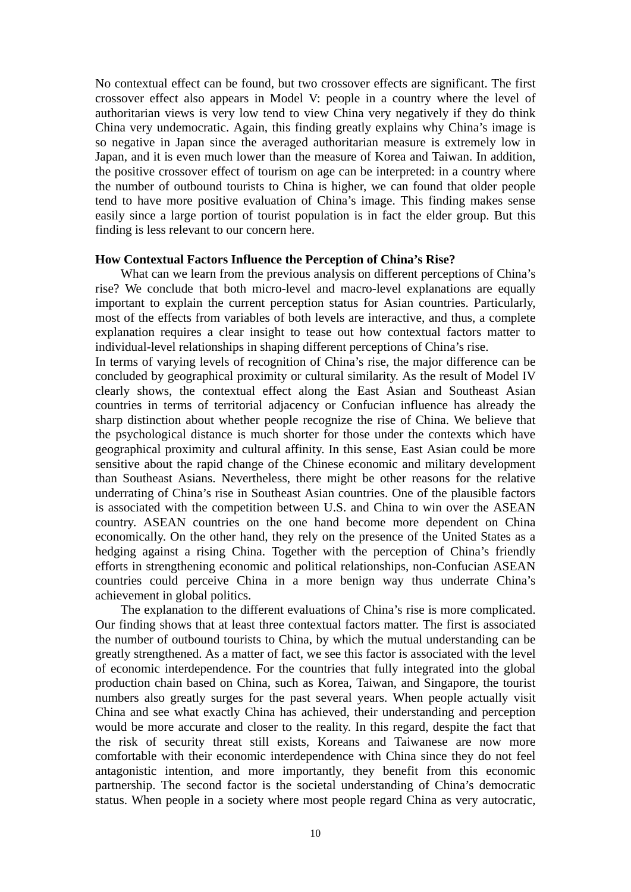No contextual effect can be found, but two crossover effects are significant. The first crossover effect also appears in Model V: people in a country where the level of authoritarian views is very low tend to view China very negatively if they do think China very undemocratic. Again, this finding greatly explains why China's image is so negative in Japan since the averaged authoritarian measure is extremely low in Japan, and it is even much lower than the measure of Korea and Taiwan. In addition, the positive crossover effect of tourism on age can be interpreted: in a country where the number of outbound tourists to China is higher, we can found that older people tend to have more positive evaluation of China's image. This finding makes sense easily since a large portion of tourist population is in fact the elder group. But this finding is less relevant to our concern here.

**How Contextual Factors Influence the Perception of China's Rise?**

What can we learn from the previous analysis on different perceptions of China's rise? We conclude that both micro-level and macro-level explanations are equally important to explain the current perception status for Asian countries. Particularly, most of the effects from variables of both levels are interactive, and thus, a complete explanation requires a clear insight to tease out how contextual factors matter to individual-level relationships in shaping different perceptions of China's rise.

In terms of varying levels of recognition of China's rise, the major difference can be concluded by geographical proximity or cultural similarity. As the result of Model IV clearly shows, the contextual effect along the East Asian and Southeast Asian countries in terms of territorial adjacency or Confucian influence has already the sharp distinction about whether people recognize the rise of China. We believe that the psychological distance is much shorter for those under the contexts which have geographical proximity and cultural affinity. In this sense, East Asian could be more sensitive about the rapid change of the Chinese economic and military development than Southeast Asians. Nevertheless, there might be other reasons for the relative underrating of China's rise in Southeast Asian countries. One of the plausible factors is associated with the competition between U.S. and China to win over the ASEAN country. ASEAN countries on the one hand become more dependent on China economically. On the other hand, they rely on the presence of the United States as a hedging against a rising China. Together with the perception of China's friendly efforts in strengthening economic and political relationships, non-Confucian ASEAN countries could perceive China in a more benign way thus underrate China's achievement in global politics.

The explanation to the different evaluations of China's rise is more complicated. Our finding shows that at least three contextual factors matter. The first is associated the number of outbound tourists to China, by which the mutual understanding can be greatly strengthened. As a matter of fact, we see this factor is associated with the level of economic interdependence. For the countries that fully integrated into the global production chain based on China, such as Korea, Taiwan, and Singapore, the tourist numbers also greatly surges for the past several years. When people actually visit China and see what exactly China has achieved, their understanding and perception would be more accurate and closer to the reality. In this regard, despite the fact that the risk of security threat still exists, Koreans and Taiwanese are now more comfortable with their economic interdependence with China since they do not feel antagonistic intention, and more importantly, they benefit from this economic partnership. The second factor is the societal understanding of China's democratic status. When people in a society where most people regard China as very autocratic,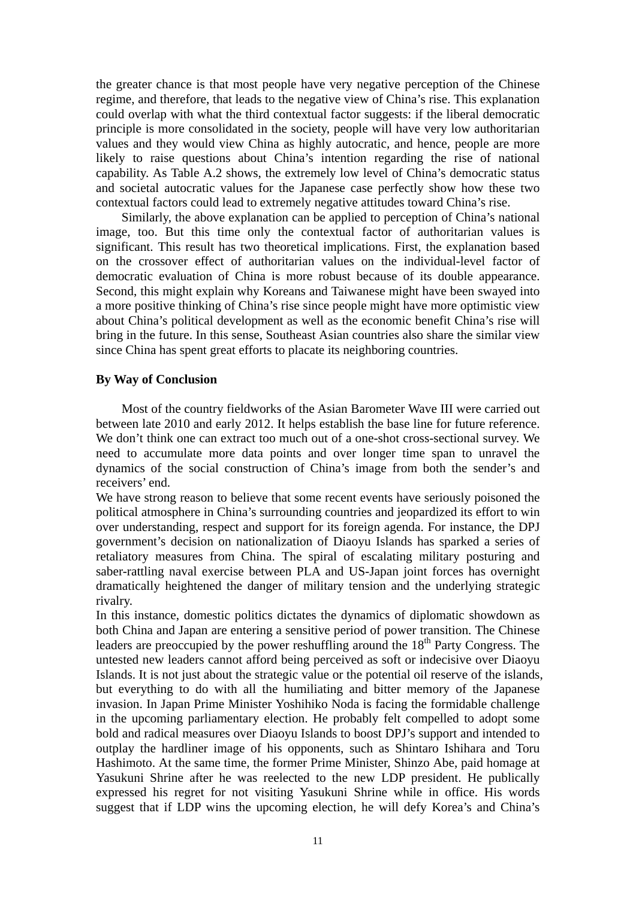the greater chance is that most people have very negative perception of the Chinese regime, and therefore, that leads to the negative view of China's rise. This explanation could overlap with what the third contextual factor suggests: if the liberal democratic principle is more consolidated in the society, people will have very low authoritarian values and they would view China as highly autocratic, and hence, people are more likely to raise questions about China's intention regarding the rise of national capability. As Table A.2 shows, the extremely low level of China's democratic status and societal autocratic values for the Japanese case perfectly show how these two contextual factors could lead to extremely negative attitudes toward China's rise.

Similarly, the above explanation can be applied to perception of China's national image, too. But this time only the contextual factor of authoritarian values is significant. This result has two theoretical implications. First, the explanation based on the crossover effect of authoritarian values on the individual-level factor of democratic evaluation of China is more robust because of its double appearance. Second, this might explain why Koreans and Taiwanese might have been swayed into a more positive thinking of China's rise since people might have more optimistic view about China's political development as well as the economic benefit China's rise will bring in the future. In this sense, Southeast Asian countries also share the similar view since China has spent great efforts to placate its neighboring countries.

## By Way of Conclusion

Most of the country fieldworks of the Asian Barometer Wave III were carried out between late 2010 and early 2012. It helps establish the base line for future reference. We don't think one can extract too much out of a one-shot cross-sectional survey. We need to accumulate more data points and over longer time span to unravel the dynamics of the social construction of China's image from both the sender's and receivers' end.

We have strong reason to believe that some recent events have seriously poisoned the political atmosphere in China's surrounding countries and jeopardized its effort to win over understanding, respect and support for its foreign agenda. For instance, the DPJ government's decision on nationalization of Diaoyu Islands has sparked a series of retaliatory measures from China. The spiral of escalating military posturing and saber-rattling naval exercise between PLA and US-Japan joint forces has overnight dramatically heightened the danger of military tension and the underlying strategic rivalry.

In this instance, domestic politics dictates the dynamics of diplomatic showdown as both China and Japan are entering a sensitive period of power transition. The Chinese leaders are preoccupied by the power reshuffling around the 18th Party Congress. The untested new leaders cannot afford being perceived as soft or indecisive over Diaoyu Islands. It is not just about the strategic value or the potential oil reserve of the islands, but everything to do with all the humiliating and bitter memory of the Japanese invasion. In Japan Prime Minister Yoshihiko Noda is facing the formidable challenge in the upcoming parliamentary election. He probably felt compelled to adopt some bold and radical measures over Diaoyu Islands to boost DPJ's support and intended to outplay the hardliner image of his opponents, such as Shintaro Ishihara and Toru Hashimoto. At the same time, the former Prime Minister, Shinzo Abe, paid homage at Yasukuni Shrine after he was reelected to the new LDP president. He publically expressed his regret for not visiting Yasukuni Shrine while in office. His words suggest that if LDP wins the upcoming election, he will defy Korea's and China's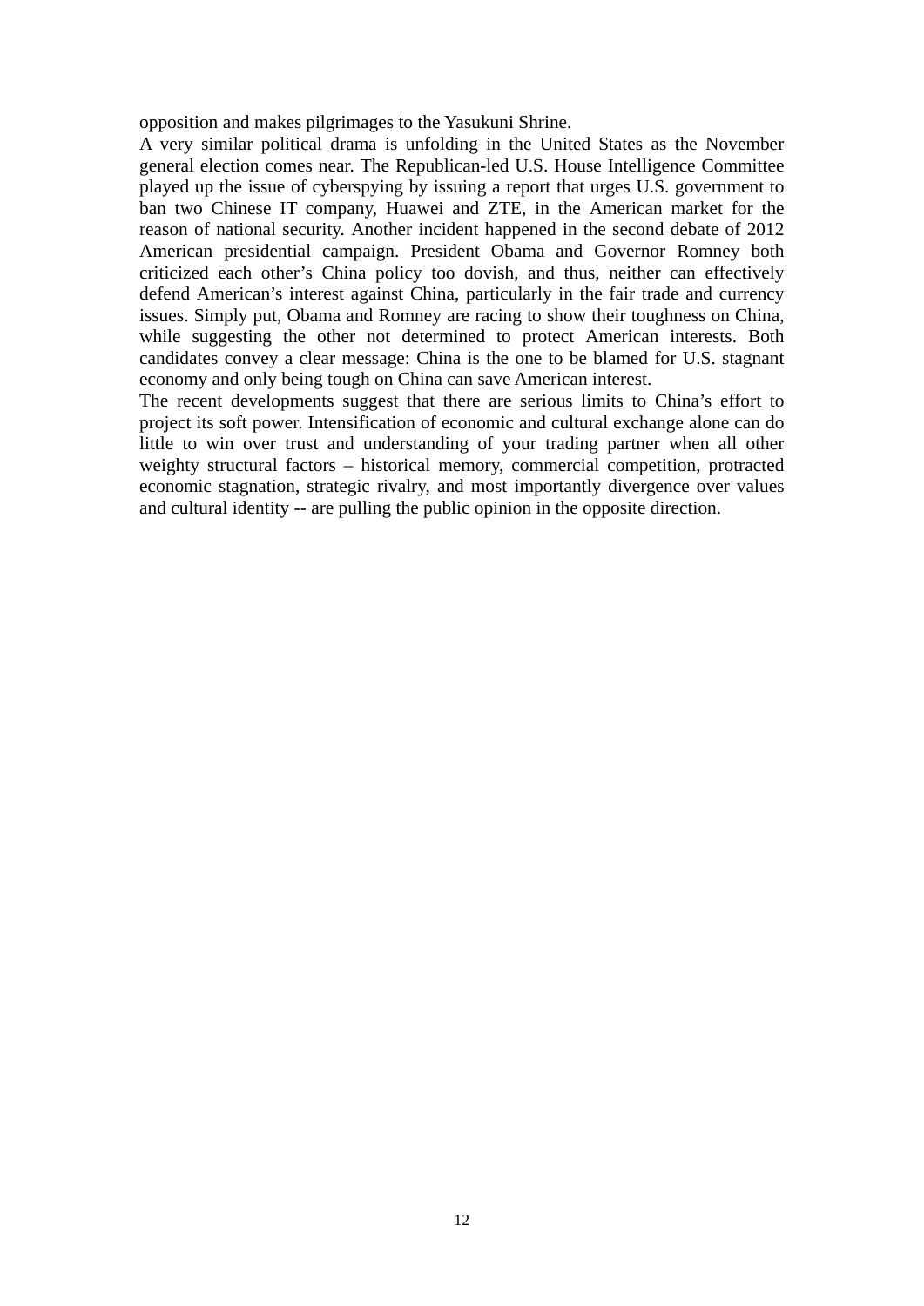opposition and makes pilgrimages to the Yasukuni Shrine.

A very similar political drama is unfolding in the United States as the November general election comes near. The Republican-led U.S. House Intelligence Committee played up the issue of cyberspying by issuing a report that urges U.S. government to ban two Chinese IT company, Huawei and ZTE, in the American market for the reason of national security. Another incident happened in the second debate of 2012 American presidential campaign. President Obama and Governor Romney both criticized each other's China policy too dovish, and thus, neither can effectively defend American's interest against China, particularly in the fair trade and currency issues. Simply put, Obama and Romney are racing to show their toughness on China, while suggesting the other not determined to protect American interests. Both candidates convey a clear message: China is the one to be blamed for U.S. stagnant economy and only being tough on China can save American interest.

The recent developments suggest that there are serious limits to China's effort to project its soft power. Intensification of economic and cultural exchange alone can do little to win over trust and understanding of your trading partner when all other weighty structural factors – historical memory, commercial competition, protracted economic stagnation, strategic rivalry, and most importantly divergence over values and cultural identity -- are pulling the public opinion in the opposite direction.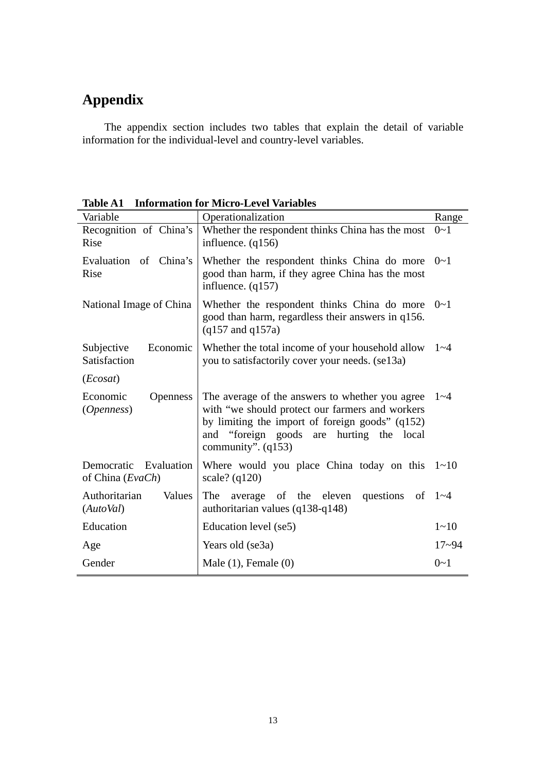# Appendix

The appendix section includes two tables that explain the detail of variable information for the individual-level and country-level variables.

**Table A1 Information for Micro-Level Variables**

| Variable | Operationalization | Range |
|---|---|---|
| Recognition of China's Rise | Whether the respondent thinks China has the most influence. (q156) | 0~1 |
| Evaluation of China's Rise | Whether the respondent thinks China do more good than harm, if they agree China has the most influence. (q157) | 0~1 |
| National Image of China | Whether the respondent thinks China do more good than harm, regardless their answers in q156. (q157 and q157a) | 0~1 |
| Subjective Economic Satisfaction (*Ecosat*) | Whether the total income of your household allow you to satisfactorily cover your needs. (se13a) | 1~4 |
| Economic Openness (*Openness*) | The average of the answers to whether you agree with "we should protect our farmers and workers by limiting the import of foreign goods" (q152) and "foreign goods are hurting the local community". (q153) | 1~4 |
| Democratic Evaluation of China (*EvaCh*) | Where would you place China today on this scale? (q120) | 1~10 |
| Authoritarian Values (*AutoVal*) | The average of the eleven questions of authoritarian values (q138-q148) | 1~4 |
| Education | Education level (se5) | 1~10 |
| Age | Years old (se3a) | 17~94 |
| Gender | Male (1), Female (0) | 0~1 |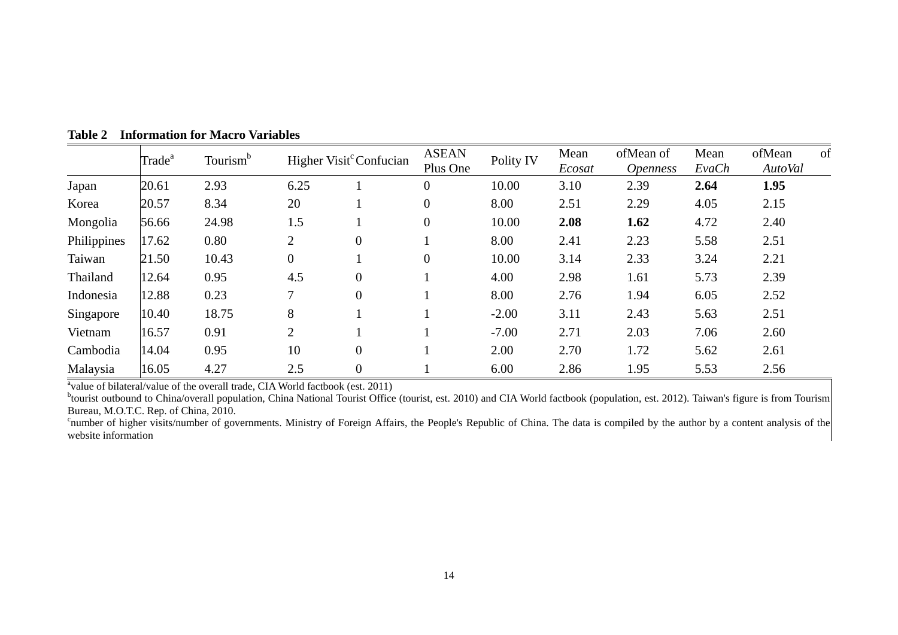**Table 2 Information for Macro Variables**

| | Trade[a] | Tourism[b] | Higher Visit[c] | Confucian | ASEAN Plus One | Polity IV | Mean of *Ecosat* | Mean of *Openness* | Mean of *EvaCh* | Mean of *AutoVal* |
|---|---|---|---|---|---|---|---|---|---|---|
| Japan | 20.61 | 2.93 | 6.25 | 1 | 0 | 10.00 | 3.10 | 2.39 | **2.64** | **1.95** |
| Korea | 20.57 | 8.34 | 20 | 1 | 0 | 8.00 | 2.51 | 2.29 | 4.05 | 2.15 |
| Mongolia | 56.66 | 24.98 | 1.5 | 1 | 0 | 10.00 | **2.08** | **1.62** | 4.72 | 2.40 |
| Philippines | 17.62 | 0.80 | 2 | 0 | 1 | 8.00 | 2.41 | 2.23 | 5.58 | 2.51 |
| Taiwan | 21.50 | 10.43 | 0 | 1 | 0 | 10.00 | 3.14 | 2.33 | 3.24 | 2.21 |
| Thailand | 12.64 | 0.95 | 4.5 | 0 | 1 | 4.00 | 2.98 | 1.61 | 5.73 | 2.39 |
| Indonesia | 12.88 | 0.23 | 7 | 0 | 1 | 8.00 | 2.76 | 1.94 | 6.05 | 2.52 |
| Singapore | 10.40 | 18.75 | 8 | 1 | 1 | -2.00 | 3.11 | 2.43 | 5.63 | 2.51 |
| Vietnam | 16.57 | 0.91 | 2 | 1 | 1 | -7.00 | 2.71 | 2.03 | 7.06 | 2.60 |
| Cambodia | 14.04 | 0.95 | 10 | 0 | 1 | 2.00 | 2.70 | 1.72 | 5.62 | 2.61 |
| Malaysia | 16.05 | 4.27 | 2.5 | 0 | 1 | 6.00 | 2.86 | 1.95 | 5.53 | 2.56 |

[a]value of bilateral/value of the overall trade, CIA World factbook (est. 2011)

[b]tourist outbound to China/overall population, China National Tourist Office (tourist, est. 2010) and CIA World factbook (population, est. 2012). Taiwan's figure is from Tourism Bureau, M.O.T.C. Rep. of China, 2010.

[c]number of higher visits/number of governments. Ministry of Foreign Affairs, the People's Republic of China. The data is compiled by the author by a content analysis of the website information